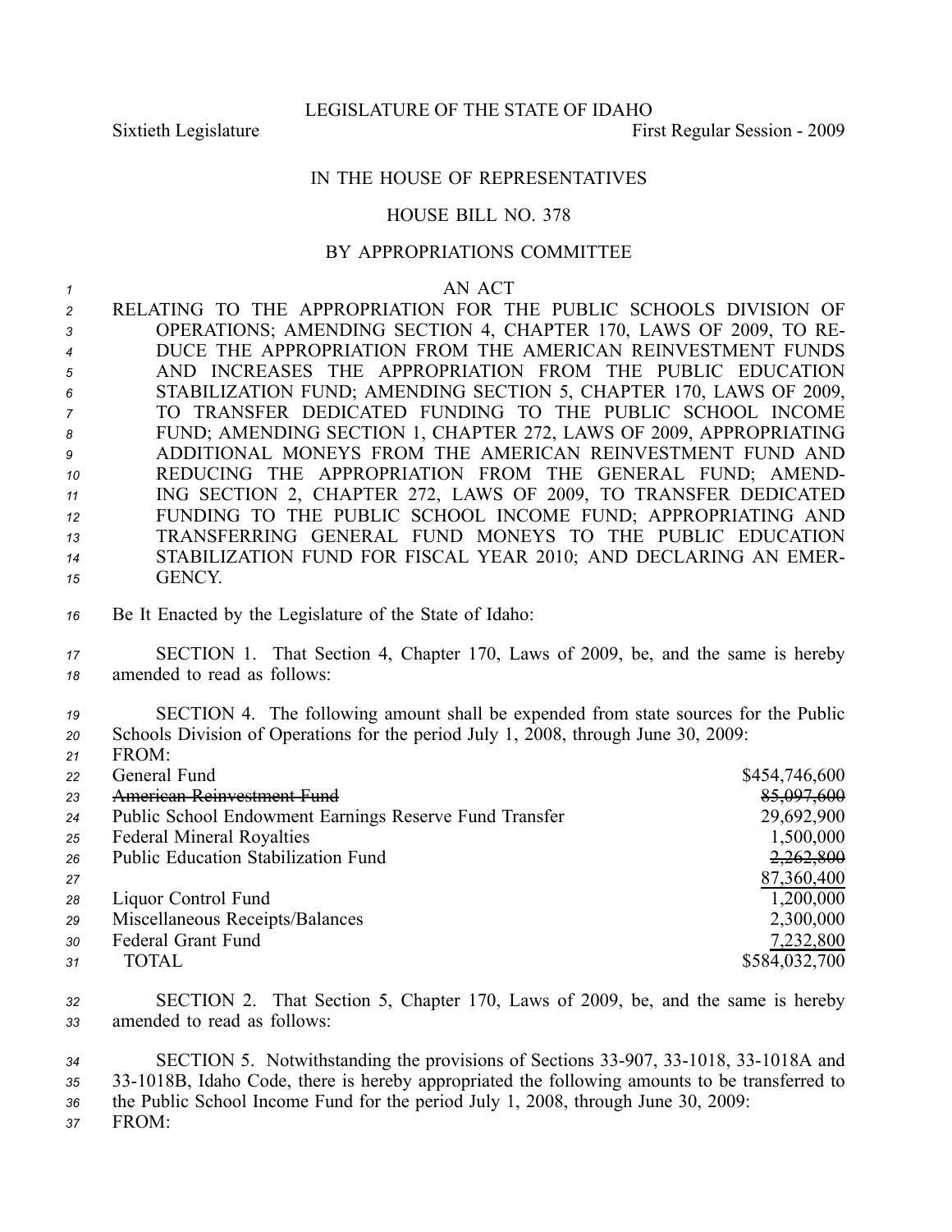LEGISLATURE OF THE STATE OF IDAHO

Sixtieth Legislature First Regular Session - 2009

IN THE HOUSE OF REPRESENTATIVES

HOUSE BILL NO. 378

BY APPROPRIATIONS COMMITTEE

AN ACT

RELATING TO THE APPROPRIATION FOR THE PUBLIC SCHOOLS DIVISION OF OPERATIONS; AMENDING SECTION 4, CHAPTER 170, LAWS OF 2009, TO REDUCE THE APPROPRIATION FROM THE AMERICAN REINVESTMENT FUNDS AND INCREASES THE APPROPRIATION FROM THE PUBLIC EDUCATION STABILIZATION FUND; AMENDING SECTION 5, CHAPTER 170, LAWS OF 2009, TO TRANSFER DEDICATED FUNDING TO THE PUBLIC SCHOOL INCOME FUND; AMENDING SECTION 1, CHAPTER 272, LAWS OF 2009, APPROPRIATING ADDITIONAL MONEYS FROM THE AMERICAN REINVESTMENT FUND AND REDUCING THE APPROPRIATION FROM THE GENERAL FUND; AMENDING SECTION 2, CHAPTER 272, LAWS OF 2009, TO TRANSFER DEDICATED FUNDING TO THE PUBLIC SCHOOL INCOME FUND; APPROPRIATING AND TRANSFERRING GENERAL FUND MONEYS TO THE PUBLIC EDUCATION STABILIZATION FUND FOR FISCAL YEAR 2010; AND DECLARING AN EMERGENCY.

Be It Enacted by the Legislature of the State of Idaho:

SECTION 1. That Section 4, Chapter 170, Laws of 2009, be, and the same is hereby amended to read as follows:

SECTION 4. The following amount shall be expended from state sources for the Public Schools Division of Operations for the period July 1, 2008, through June 30, 2009:

FROM:

| | |
|---|---:|
| General Fund | $454,746,600 |
| ~~American Reinvestment Fund~~ | ~~85,097,600~~ |
| Public School Endowment Earnings Reserve Fund Transfer | 29,692,900 |
| Federal Mineral Royalties | 1,500,000 |
| Public Education Stabilization Fund | ~~2,262,800~~ |
| | 87,360,400 |
| Liquor Control Fund | 1,200,000 |
| Miscellaneous Receipts/Balances | 2,300,000 |
| Federal Grant Fund | 7,232,800 |
| TOTAL | $584,032,700 |

SECTION 2. That Section 5, Chapter 170, Laws of 2009, be, and the same is hereby amended to read as follows:

SECTION 5. Notwithstanding the provisions of Sections 33-907, 33-1018, 33-1018A and 33-1018B, Idaho Code, there is hereby appropriated the following amounts to be transferred to the Public School Income Fund for the period July 1, 2008, through June 30, 2009:

FROM: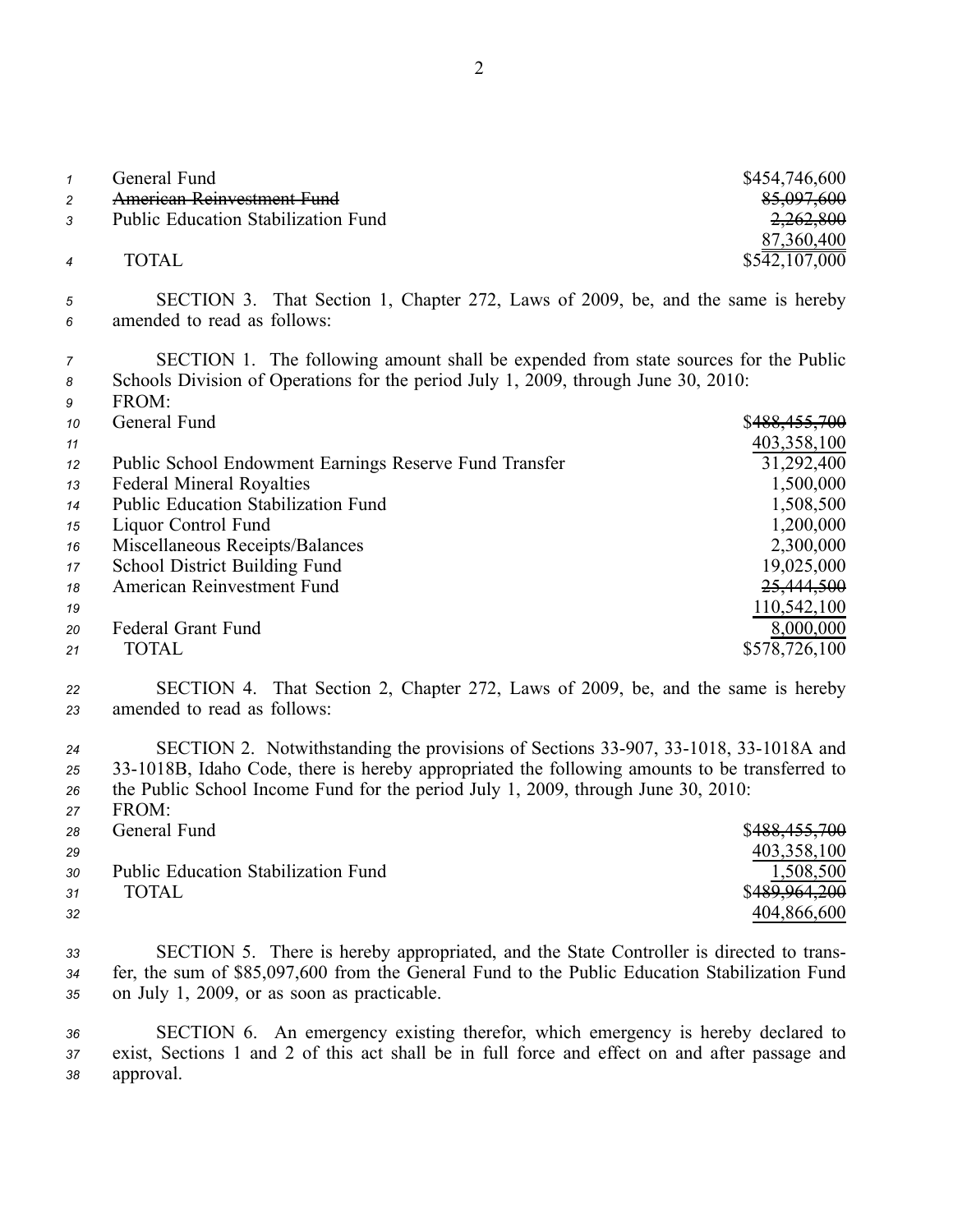| | |
|---|---|
| General Fund | $454,746,600 |
| ~~American Reinvestment Fund~~ | ~~85,097,600~~ |
| Public Education Stabilization Fund | ~~2,262,800~~ 87,360,400 |
| TOTAL | $542,107,000 |

SECTION 3. That Section 1, Chapter 272, Laws of 2009, be, and the same is hereby amended to read as follows:

SECTION 1. The following amount shall be expended from state sources for the Public Schools Division of Operations for the period July 1, 2009, through June 30, 2010:

FROM:

| | |
|---|---|
| General Fund | $~~488,455,700~~ 403,358,100 |
| Public School Endowment Earnings Reserve Fund Transfer | 31,292,400 |
| Federal Mineral Royalties | 1,500,000 |
| Public Education Stabilization Fund | 1,508,500 |
| Liquor Control Fund | 1,200,000 |
| Miscellaneous Receipts/Balances | 2,300,000 |
| School District Building Fund | 19,025,000 |
| American Reinvestment Fund | ~~25,444,500~~ 110,542,100 |
| Federal Grant Fund | 8,000,000 |
| TOTAL | $578,726,100 |

SECTION 4. That Section 2, Chapter 272, Laws of 2009, be, and the same is hereby amended to read as follows:

SECTION 2. Notwithstanding the provisions of Sections 33-907, 33-1018, 33-1018A and 33-1018B, Idaho Code, there is hereby appropriated the following amounts to be transferred to the Public School Income Fund for the period July 1, 2009, through June 30, 2010:

FROM:

| | |
|---|---|
| General Fund | $~~488,455,700~~ 403,358,100 |
| Public Education Stabilization Fund | 1,508,500 |
| TOTAL | $~~489,964,200~~ 404,866,600 |

SECTION 5. There is hereby appropriated, and the State Controller is directed to transfer, the sum of $85,097,600 from the General Fund to the Public Education Stabilization Fund on July 1, 2009, or as soon as practicable.

SECTION 6. An emergency existing therefor, which emergency is hereby declared to exist, Sections 1 and 2 of this act shall be in full force and effect on and after passage and approval.